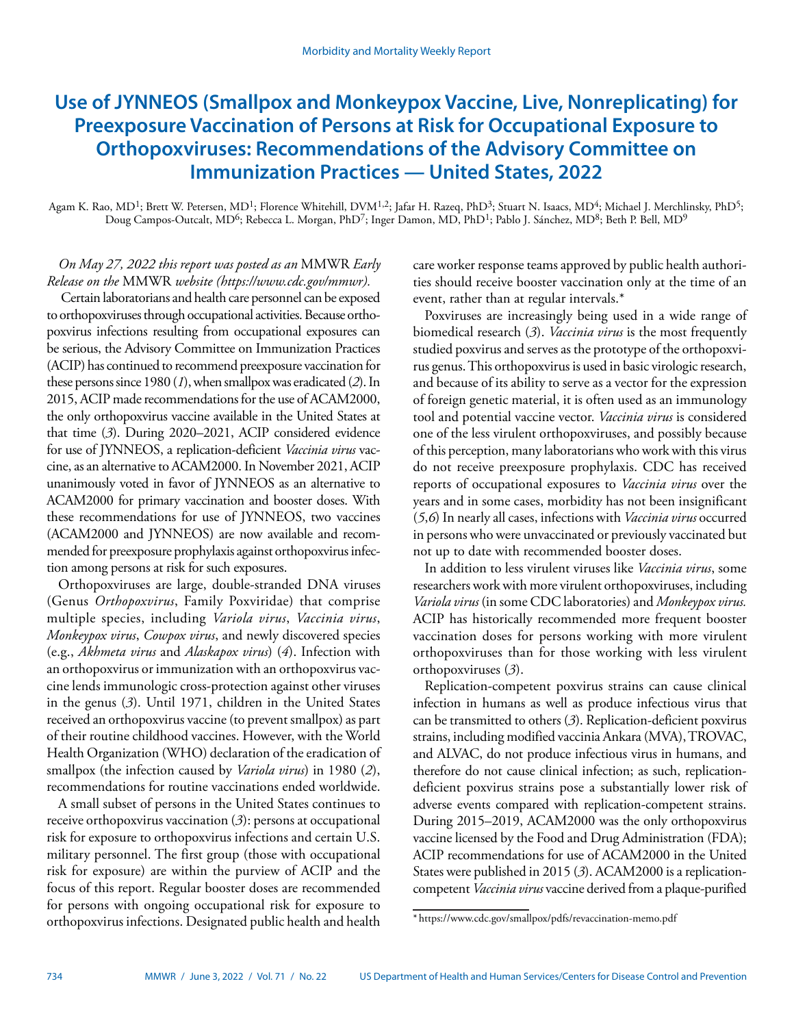# Use of JYNNEOS (Smallpox and Monkeypox Vaccine, Live, Nonreplicating) for Preexposure Vaccination of Persons at Risk for Occupational Exposure to Orthopoxviruses: Recommendations of the Advisory Committee on Immunization Practices — United States, 2022

Agam K. Rao, MD[1]; Brett W. Petersen, MD[1]; Florence Whitehill, DVM[1,2]; Jafar H. Razeq, PhD[3]; Stuart N. Isaacs, MD[4]; Michael J. Merchlinsky, PhD[5]; Doug Campos-Outcalt, MD[6]; Rebecca L. Morgan, PhD[7]; Inger Damon, MD, PhD[1]; Pablo J. Sánchez, MD[8]; Beth P. Bell, MD[9]

*On May 27, 2022 this report was posted as an* MMWR *Early Release on the* MMWR *website (https://www.cdc.gov/mmwr).*

Certain laboratorians and health care personnel can be exposed to orthopoxviruses through occupational activities. Because orthopoxvirus infections resulting from occupational exposures can be serious, the Advisory Committee on Immunization Practices (ACIP) has continued to recommend preexposure vaccination for these persons since 1980 (*1*), when smallpox was eradicated (*2*). In 2015, ACIP made recommendations for the use of ACAM2000, the only orthopoxvirus vaccine available in the United States at that time (*3*). During 2020–2021, ACIP considered evidence for use of JYNNEOS, a replication-deficient *Vaccinia virus* vaccine, as an alternative to ACAM2000. In November 2021, ACIP unanimously voted in favor of JYNNEOS as an alternative to ACAM2000 for primary vaccination and booster doses. With these recommendations for use of JYNNEOS, two vaccines (ACAM2000 and JYNNEOS) are now available and recommended for preexposure prophylaxis against orthopoxvirus infection among persons at risk for such exposures.

Orthopoxviruses are large, double-stranded DNA viruses (Genus *Orthopoxvirus*, Family Poxviridae) that comprise multiple species, including *Variola virus*, *Vaccinia virus*, *Monkeypox virus*, *Cowpox virus*, and newly discovered species (e.g., *Akhmeta virus* and *Alaskapox virus*) (*4*). Infection with an orthopoxvirus or immunization with an orthopoxvirus vaccine lends immunologic cross-protection against other viruses in the genus (*3*). Until 1971, children in the United States received an orthopoxvirus vaccine (to prevent smallpox) as part of their routine childhood vaccines. However, with the World Health Organization (WHO) declaration of the eradication of smallpox (the infection caused by *Variola virus*) in 1980 (*2*), recommendations for routine vaccinations ended worldwide.

A small subset of persons in the United States continues to receive orthopoxvirus vaccination (*3*): persons at occupational risk for exposure to orthopoxvirus infections and certain U.S. military personnel. The first group (those with occupational risk for exposure) are within the purview of ACIP and the focus of this report. Regular booster doses are recommended for persons with ongoing occupational risk for exposure to orthopoxvirus infections. Designated public health and health care worker response teams approved by public health authorities should receive booster vaccination only at the time of an event, rather than at regular intervals.*

Poxviruses are increasingly being used in a wide range of biomedical research (*3*). *Vaccinia virus* is the most frequently studied poxvirus and serves as the prototype of the orthopoxvirus genus. This orthopoxvirus is used in basic virologic research, and because of its ability to serve as a vector for the expression of foreign genetic material, it is often used as an immunology tool and potential vaccine vector. *Vaccinia virus* is considered one of the less virulent orthopoxviruses, and possibly because of this perception, many laboratorians who work with this virus do not receive preexposure prophylaxis. CDC has received reports of occupational exposures to *Vaccinia virus* over the years and in some cases, morbidity has not been insignificant (*5*,*6*) In nearly all cases, infections with *Vaccinia virus* occurred in persons who were unvaccinated or previously vaccinated but not up to date with recommended booster doses.

In addition to less virulent viruses like *Vaccinia virus*, some researchers work with more virulent orthopoxviruses, including *Variola virus* (in some CDC laboratories) and *Monkeypox virus.* ACIP has historically recommended more frequent booster vaccination doses for persons working with more virulent orthopoxviruses than for those working with less virulent orthopoxviruses (*3*).

Replication-competent poxvirus strains can cause clinical infection in humans as well as produce infectious virus that can be transmitted to others (*3*). Replication-deficient poxvirus strains, including modified vaccinia Ankara (MVA), TROVAC, and ALVAC, do not produce infectious virus in humans, and therefore do not cause clinical infection; as such, replication-deficient poxvirus strains pose a substantially lower risk of adverse events compared with replication-competent strains. During 2015–2019, ACAM2000 was the only orthopoxvirus vaccine licensed by the Food and Drug Administration (FDA); ACIP recommendations for use of ACAM2000 in the United States were published in 2015 (*3*). ACAM2000 is a replication-competent *Vaccinia virus* vaccine derived from a plaque-purified

\* https://www.cdc.gov/smallpox/pdfs/revaccination-memo.pdf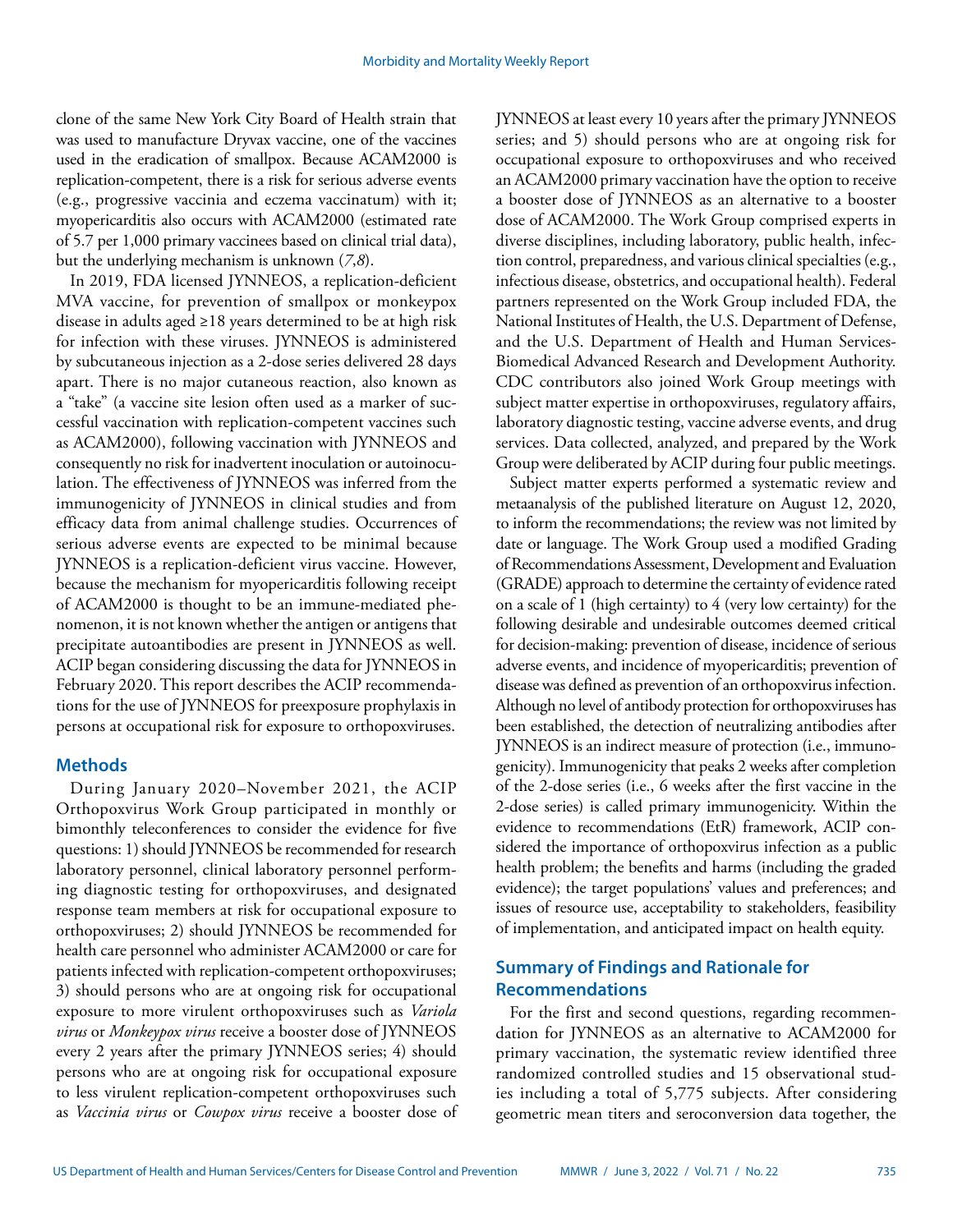clone of the same New York City Board of Health strain that was used to manufacture Dryvax vaccine, one of the vaccines used in the eradication of smallpox. Because ACAM2000 is replication-competent, there is a risk for serious adverse events (e.g., progressive vaccinia and eczema vaccinatum) with it; myopericarditis also occurs with ACAM2000 (estimated rate of 5.7 per 1,000 primary vaccinees based on clinical trial data), but the underlying mechanism is unknown (*7*,*8*).

In 2019, FDA licensed JYNNEOS, a replication-deficient MVA vaccine, for prevention of smallpox or monkeypox disease in adults aged ≥18 years determined to be at high risk for infection with these viruses. JYNNEOS is administered by subcutaneous injection as a 2-dose series delivered 28 days apart. There is no major cutaneous reaction, also known as a "take" (a vaccine site lesion often used as a marker of successful vaccination with replication-competent vaccines such as ACAM2000), following vaccination with JYNNEOS and consequently no risk for inadvertent inoculation or autoinoculation. The effectiveness of JYNNEOS was inferred from the immunogenicity of JYNNEOS in clinical studies and from efficacy data from animal challenge studies. Occurrences of serious adverse events are expected to be minimal because JYNNEOS is a replication-deficient virus vaccine. However, because the mechanism for myopericarditis following receipt of ACAM2000 is thought to be an immune-mediated phenomenon, it is not known whether the antigen or antigens that precipitate autoantibodies are present in JYNNEOS as well. ACIP began considering discussing the data for JYNNEOS in February 2020. This report describes the ACIP recommendations for the use of JYNNEOS for preexposure prophylaxis in persons at occupational risk for exposure to orthopoxviruses.

## Methods

During January 2020–November 2021, the ACIP Orthopoxvirus Work Group participated in monthly or bimonthly teleconferences to consider the evidence for five questions: 1) should JYNNEOS be recommended for research laboratory personnel, clinical laboratory personnel performing diagnostic testing for orthopoxviruses, and designated response team members at risk for occupational exposure to orthopoxviruses; 2) should JYNNEOS be recommended for health care personnel who administer ACAM2000 or care for patients infected with replication-competent orthopoxviruses; 3) should persons who are at ongoing risk for occupational exposure to more virulent orthopoxviruses such as *Variola virus* or *Monkeypox virus* receive a booster dose of JYNNEOS every 2 years after the primary JYNNEOS series; 4) should persons who are at ongoing risk for occupational exposure to less virulent replication-competent orthopoxviruses such as *Vaccinia virus* or *Cowpox virus* receive a booster dose of JYNNEOS at least every 10 years after the primary JYNNEOS series; and 5) should persons who are at ongoing risk for occupational exposure to orthopoxviruses and who received an ACAM2000 primary vaccination have the option to receive a booster dose of JYNNEOS as an alternative to a booster dose of ACAM2000. The Work Group comprised experts in diverse disciplines, including laboratory, public health, infection control, preparedness, and various clinical specialties (e.g., infectious disease, obstetrics, and occupational health). Federal partners represented on the Work Group included FDA, the National Institutes of Health, the U.S. Department of Defense, and the U.S. Department of Health and Human Services-Biomedical Advanced Research and Development Authority. CDC contributors also joined Work Group meetings with subject matter expertise in orthopoxviruses, regulatory affairs, laboratory diagnostic testing, vaccine adverse events, and drug services. Data collected, analyzed, and prepared by the Work Group were deliberated by ACIP during four public meetings.

Subject matter experts performed a systematic review and metaanalysis of the published literature on August 12, 2020, to inform the recommendations; the review was not limited by date or language. The Work Group used a modified Grading of Recommendations Assessment, Development and Evaluation (GRADE) approach to determine the certainty of evidence rated on a scale of 1 (high certainty) to 4 (very low certainty) for the following desirable and undesirable outcomes deemed critical for decision-making: prevention of disease, incidence of serious adverse events, and incidence of myopericarditis; prevention of disease was defined as prevention of an orthopoxvirus infection. Although no level of antibody protection for orthopoxviruses has been established, the detection of neutralizing antibodies after JYNNEOS is an indirect measure of protection (i.e., immunogenicity). Immunogenicity that peaks 2 weeks after completion of the 2-dose series (i.e., 6 weeks after the first vaccine in the 2-dose series) is called primary immunogenicity. Within the evidence to recommendations (EtR) framework, ACIP considered the importance of orthopoxvirus infection as a public health problem; the benefits and harms (including the graded evidence); the target populations' values and preferences; and issues of resource use, acceptability to stakeholders, feasibility of implementation, and anticipated impact on health equity.

## Summary of Findings and Rationale for Recommendations

For the first and second questions, regarding recommendation for JYNNEOS as an alternative to ACAM2000 for primary vaccination, the systematic review identified three randomized controlled studies and 15 observational studies including a total of 5,775 subjects. After considering geometric mean titers and seroconversion data together, the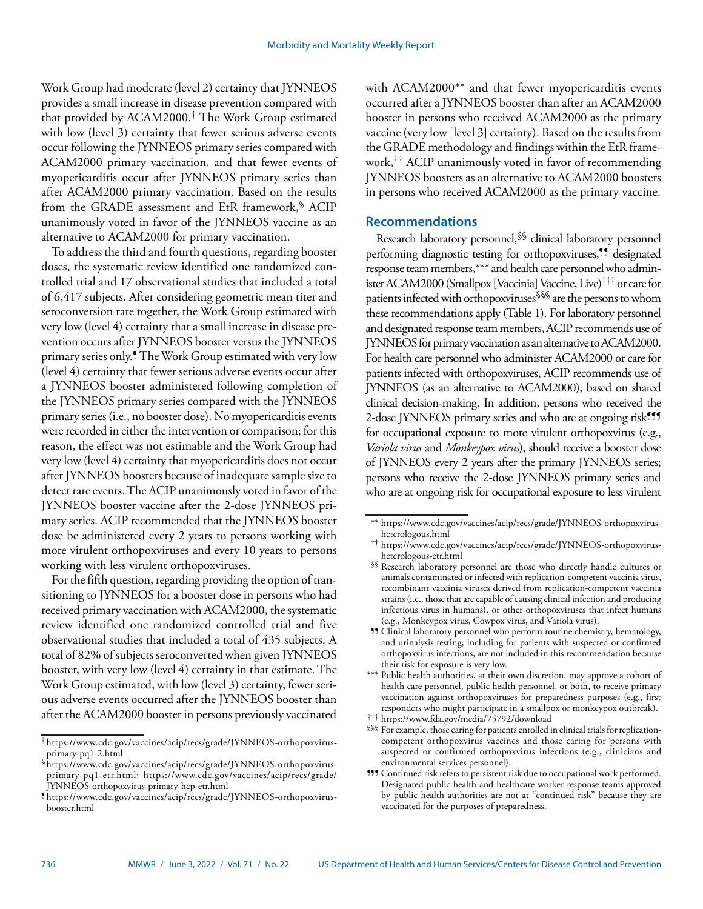Work Group had moderate (level 2) certainty that JYNNEOS provides a small increase in disease prevention compared with that provided by ACAM2000.[†] The Work Group estimated with low (level 3) certainty that fewer serious adverse events occur following the JYNNEOS primary series compared with ACAM2000 primary vaccination, and that fewer events of myopericarditis occur after JYNNEOS primary series than after ACAM2000 primary vaccination. Based on the results from the GRADE assessment and EtR framework,[§] ACIP unanimously voted in favor of the JYNNEOS vaccine as an alternative to ACAM2000 for primary vaccination.

To address the third and fourth questions, regarding booster doses, the systematic review identified one randomized controlled trial and 17 observational studies that included a total of 6,417 subjects. After considering geometric mean titer and seroconversion rate together, the Work Group estimated with very low (level 4) certainty that a small increase in disease prevention occurs after JYNNEOS booster versus the JYNNEOS primary series only.[¶] The Work Group estimated with very low (level 4) certainty that fewer serious adverse events occur after a JYNNEOS booster administered following completion of the JYNNEOS primary series compared with the JYNNEOS primary series (i.e., no booster dose). No myopericarditis events were recorded in either the intervention or comparison; for this reason, the effect was not estimable and the Work Group had very low (level 4) certainty that myopericarditis does not occur after JYNNEOS boosters because of inadequate sample size to detect rare events. The ACIP unanimously voted in favor of the JYNNEOS booster vaccine after the 2-dose JYNNEOS primary series. ACIP recommended that the JYNNEOS booster dose be administered every 2 years to persons working with more virulent orthopoxviruses and every 10 years to persons working with less virulent orthopoxviruses.

For the fifth question, regarding providing the option of transitioning to JYNNEOS for a booster dose in persons who had received primary vaccination with ACAM2000, the systematic review identified one randomized controlled trial and five observational studies that included a total of 435 subjects. A total of 82% of subjects seroconverted when given JYNNEOS booster, with very low (level 4) certainty in that estimate. The Work Group estimated, with low (level 3) certainty, fewer serious adverse events occurred after the JYNNEOS booster than after the ACAM2000 booster in persons previously vaccinated with ACAM2000** and that fewer myopericarditis events occurred after a JYNNEOS booster than after an ACAM2000 booster in persons who received ACAM2000 as the primary vaccine (very low [level 3] certainty). Based on the results from the GRADE methodology and findings within the EtR framework,[††] ACIP unanimously voted in favor of recommending JYNNEOS boosters as an alternative to ACAM2000 boosters in persons who received ACAM2000 as the primary vaccine.

## Recommendations

Research laboratory personnel,[§§] clinical laboratory personnel performing diagnostic testing for orthopoxviruses,[¶¶] designated response team members,*** and health care personnel who administer ACAM2000 (Smallpox [Vaccinia] Vaccine, Live)[†††] or care for patients infected with orthopoxviruses[§§§] are the persons to whom these recommendations apply (Table 1). For laboratory personnel and designated response team members, ACIP recommends use of JYNNEOS for primary vaccination as an alternative to ACAM2000. For health care personnel who administer ACAM2000 or care for patients infected with orthopoxviruses, ACIP recommends use of JYNNEOS (as an alternative to ACAM2000), based on shared clinical decision-making. In addition, persons who received the 2-dose JYNNEOS primary series and who are at ongoing risk[¶¶¶] for occupational exposure to more virulent orthopoxvirus (e.g., *Variola virus* and *Monkeypox virus*), should receive a booster dose of JYNNEOS every 2 years after the primary JYNNEOS series; persons who receive the 2-dose JYNNEOS primary series and who are at ongoing risk for occupational exposure to less virulent

---

[†] https://www.cdc.gov/vaccines/acip/recs/grade/JYNNEOS-orthopoxvirus-primary-pq1-2.html

[§] https://www.cdc.gov/vaccines/acip/recs/grade/JYNNEOS-orthopoxvirus-primary-pq1-etr.html; https://www.cdc.gov/vaccines/acip/recs/grade/JYNNEOS-orthopoxvirus-primary-hcp-etr.html

[¶] https://www.cdc.gov/vaccines/acip/recs/grade/JYNNEOS-orthopoxvirus-booster.html

** https://www.cdc.gov/vaccines/acip/recs/grade/JYNNEOS-orthopoxvirus-heterologous.html

[††] https://www.cdc.gov/vaccines/acip/recs/grade/JYNNEOS-orthopoxvirus-heterologous-etr.html

[§§] Research laboratory personnel are those who directly handle cultures or animals contaminated or infected with replication-competent vaccinia virus, recombinant vaccinia viruses derived from replication-competent vaccinia strains (i.e., those that are capable of causing clinical infection and producing infectious virus in humans), or other orthopoxviruses that infect humans (e.g., Monkeypox virus, Cowpox virus, and Variola virus).

[¶¶] Clinical laboratory personnel who perform routine chemistry, hematology, and urinalysis testing, including for patients with suspected or confirmed orthopoxvirus infections, are not included in this recommendation because their risk for exposure is very low.

*** Public health authorities, at their own discretion, may approve a cohort of health care personnel, public health personnel, or both, to receive primary vaccination against orthopoxviruses for preparedness purposes (e.g., first responders who might participate in a smallpox or monkeypox outbreak).

[†††] https://www.fda.gov/media/75792/download

[§§§] For example, those caring for patients enrolled in clinical trials for replication-competent orthopoxvirus vaccines and those caring for persons with suspected or confirmed orthopoxvirus infections (e.g., clinicians and environmental services personnel).

[¶¶¶] Continued risk refers to persistent risk due to occupational work performed. Designated public health and healthcare worker response teams approved by public health authorities are not at "continued risk" because they are vaccinated for the purposes of preparedness.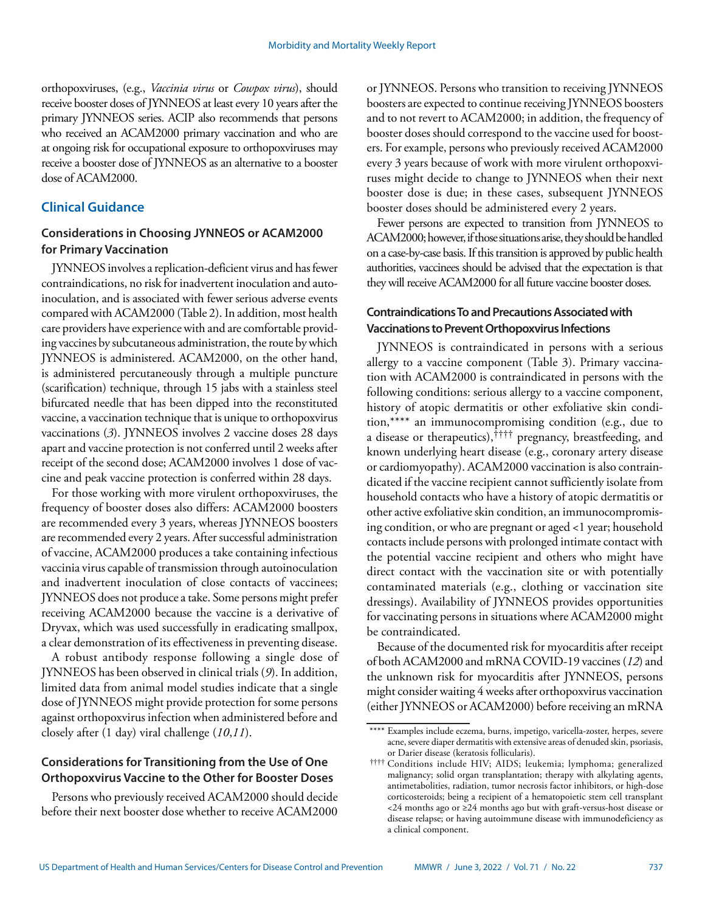orthopoxviruses, (e.g., *Vaccinia virus* or *Cowpox virus*), should receive booster doses of JYNNEOS at least every 10 years after the primary JYNNEOS series. ACIP also recommends that persons who received an ACAM2000 primary vaccination and who are at ongoing risk for occupational exposure to orthopoxviruses may receive a booster dose of JYNNEOS as an alternative to a booster dose of ACAM2000.

## Clinical Guidance

### Considerations in Choosing JYNNEOS or ACAM2000 for Primary Vaccination

JYNNEOS involves a replication-deficient virus and has fewer contraindications, no risk for inadvertent inoculation and autoinoculation, and is associated with fewer serious adverse events compared with ACAM2000 (Table 2). In addition, most health care providers have experience with and are comfortable providing vaccines by subcutaneous administration, the route by which JYNNEOS is administered. ACAM2000, on the other hand, is administered percutaneously through a multiple puncture (scarification) technique, through 15 jabs with a stainless steel bifurcated needle that has been dipped into the reconstituted vaccine, a vaccination technique that is unique to orthopoxvirus vaccinations (*3*). JYNNEOS involves 2 vaccine doses 28 days apart and vaccine protection is not conferred until 2 weeks after receipt of the second dose; ACAM2000 involves 1 dose of vaccine and peak vaccine protection is conferred within 28 days.

For those working with more virulent orthopoxviruses, the frequency of booster doses also differs: ACAM2000 boosters are recommended every 3 years, whereas JYNNEOS boosters are recommended every 2 years. After successful administration of vaccine, ACAM2000 produces a take containing infectious vaccinia virus capable of transmission through autoinoculation and inadvertent inoculation of close contacts of vaccinees; JYNNEOS does not produce a take. Some persons might prefer receiving ACAM2000 because the vaccine is a derivative of Dryvax, which was used successfully in eradicating smallpox, a clear demonstration of its effectiveness in preventing disease.

A robust antibody response following a single dose of JYNNEOS has been observed in clinical trials (*9*). In addition, limited data from animal model studies indicate that a single dose of JYNNEOS might provide protection for some persons against orthopoxvirus infection when administered before and closely after (1 day) viral challenge (*10*,*11*).

### Considerations for Transitioning from the Use of One Orthopoxvirus Vaccine to the Other for Booster Doses

Persons who previously received ACAM2000 should decide before their next booster dose whether to receive ACAM2000 or JYNNEOS. Persons who transition to receiving JYNNEOS boosters are expected to continue receiving JYNNEOS boosters and to not revert to ACAM2000; in addition, the frequency of booster doses should correspond to the vaccine used for boosters. For example, persons who previously received ACAM2000 every 3 years because of work with more virulent orthopoxviruses might decide to change to JYNNEOS when their next booster dose is due; in these cases, subsequent JYNNEOS booster doses should be administered every 2 years.

Fewer persons are expected to transition from JYNNEOS to ACAM2000; however, if those situations arise, they should be handled on a case-by-case basis. If this transition is approved by public health authorities, vaccinees should be advised that the expectation is that they will receive ACAM2000 for all future vaccine booster doses.

### Contraindications To and Precautions Associated with Vaccinations to Prevent Orthopoxvirus Infections

JYNNEOS is contraindicated in persons with a serious allergy to a vaccine component (Table 3). Primary vaccination with ACAM2000 is contraindicated in persons with the following conditions: serious allergy to a vaccine component, history of atopic dermatitis or other exfoliative skin condition,[****] an immunocompromising condition (e.g., due to a disease or therapeutics),[††††] pregnancy, breastfeeding, and known underlying heart disease (e.g., coronary artery disease or cardiomyopathy). ACAM2000 vaccination is also contraindicated if the vaccine recipient cannot sufficiently isolate from household contacts who have a history of atopic dermatitis or other active exfoliative skin condition, an immunocompromising condition, or who are pregnant or aged <1 year; household contacts include persons with prolonged intimate contact with the potential vaccine recipient and others who might have direct contact with the vaccination site or with potentially contaminated materials (e.g., clothing or vaccination site dressings). Availability of JYNNEOS provides opportunities for vaccinating persons in situations where ACAM2000 might be contraindicated.

Because of the documented risk for myocarditis after receipt of both ACAM2000 and mRNA COVID-19 vaccines (*12*) and the unknown risk for myocarditis after JYNNEOS, persons might consider waiting 4 weeks after orthopoxvirus vaccination (either JYNNEOS or ACAM2000) before receiving an mRNA

---

[****] Examples include eczema, burns, impetigo, varicella-zoster, herpes, severe acne, severe diaper dermatitis with extensive areas of denuded skin, psoriasis, or Darier disease (keratosis follicularis).

[††††] Conditions include HIV; AIDS; leukemia; lymphoma; generalized malignancy; solid organ transplantation; therapy with alkylating agents, antimetabolities, radiation, tumor necrosis factor inhibitors, or high-dose corticosteroids; being a recipient of a hematopoietic stem cell transplant <24 months ago or ≥24 months ago but with graft-versus-host disease or disease relapse; or having autoimmune disease with immunodeficiency as a clinical component.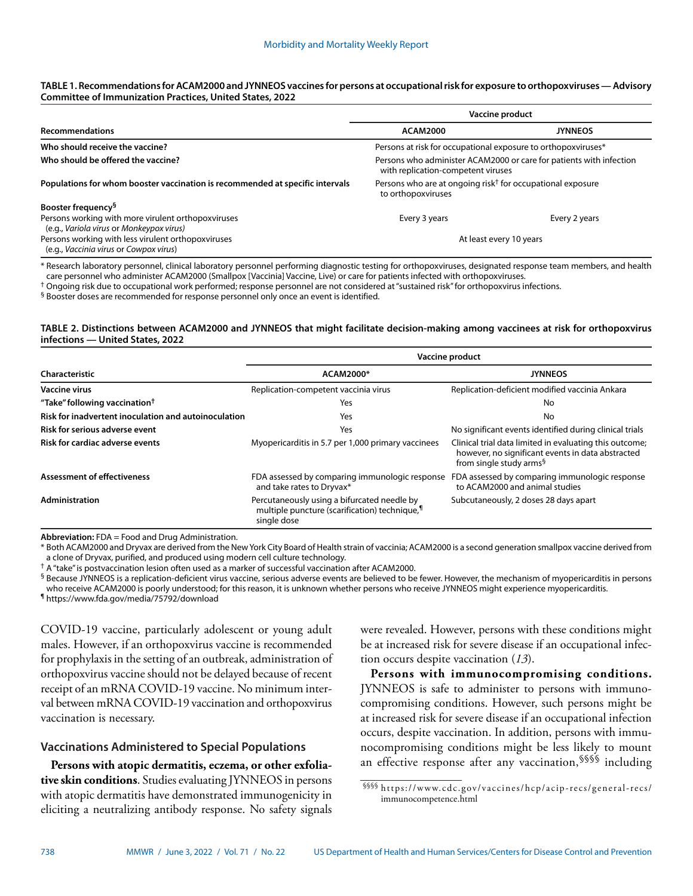**TABLE 1. Recommendations for ACAM2000 and JYNNEOS vaccines for persons at occupational risk for exposure to orthopoxviruses — Advisory Committee of Immunization Practices, United States, 2022**

| Recommendations | Vaccine product | |
|---|---|---|
| | **ACAM2000** | **JYNNEOS** |
| **Who should receive the vaccine?** | Persons at risk for occupational exposure to orthopoxviruses* | |
| **Who should be offered the vaccine?** | Persons who administer ACAM2000 or care for patients with infection with replication-competent viruses | |
| **Populations for whom booster vaccination is recommended at specific intervals** | Persons who are at ongoing risk† for occupational exposure to orthopoxviruses | |
| **Booster frequency§** | | |
| Persons working with more virulent orthopoxviruses (e.g., *Variola virus* or *Monkeypox virus*) | Every 3 years | Every 2 years |
| Persons working with less virulent orthopoxviruses (e.g., *Vaccinia virus* or *Cowpox virus*) | At least every 10 years | |

\* Research laboratory personnel, clinical laboratory personnel performing diagnostic testing for orthopoxviruses, designated response team members, and health care personnel who administer ACAM2000 (Smallpox [Vaccinia] Vaccine, Live) or care for patients infected with orthopoxviruses.

† Ongoing risk due to occupational work performed; response personnel are not considered at "sustained risk" for orthopoxvirus infections.

§ Booster doses are recommended for response personnel only once an event is identified.

**TABLE 2. Distinctions between ACAM2000 and JYNNEOS that might facilitate decision-making among vaccinees at risk for orthopoxvirus infections — United States, 2022**

| Characteristic | Vaccine product | |
|---|---|---|
| | **ACAM2000*** | **JYNNEOS** |
| **Vaccine virus** | Replication-competent vaccinia virus | Replication-deficient modified vaccinia Ankara |
| **"Take" following vaccination†** | Yes | No |
| **Risk for inadvertent inoculation and autoinoculation** | Yes | No |
| **Risk for serious adverse event** | Yes | No significant events identified during clinical trials |
| **Risk for cardiac adverse events** | Myopericarditis in 5.7 per 1,000 primary vaccinees | Clinical trial data limited in evaluating this outcome; however, no significant events in data abstracted from single study arms§ |
| **Assessment of effectiveness** | FDA assessed by comparing immunologic response and take rates to Dryvax* | FDA assessed by comparing immunologic response to ACAM2000 and animal studies |
| **Administration** | Percutaneously using a bifurcated needle by multiple puncture (scarification) technique,¶ single dose | Subcutaneously, 2 doses 28 days apart |

**Abbreviation:** FDA = Food and Drug Administration.

\* Both ACAM2000 and Dryvax are derived from the New York City Board of Health strain of vaccinia; ACAM2000 is a second generation smallpox vaccine derived from a clone of Dryvax, purified, and produced using modern cell culture technology.

† A "take" is postvaccination lesion often used as a marker of successful vaccination after ACAM2000.

§ Because JYNNEOS is a replication-deficient virus vaccine, serious adverse events are believed to be fewer. However, the mechanism of myopericarditis in persons who receive ACAM2000 is poorly understood; for this reason, it is unknown whether persons who receive JYNNEOS might experience myopericarditis.

¶ https://www.fda.gov/media/75792/download

COVID-19 vaccine, particularly adolescent or young adult males. However, if an orthopoxvirus vaccine is recommended for prophylaxis in the setting of an outbreak, administration of orthopoxvirus vaccine should not be delayed because of recent receipt of an mRNA COVID-19 vaccine. No minimum interval between mRNA COVID-19 vaccination and orthopoxvirus vaccination is necessary.

## Vaccinations Administered to Special Populations

**Persons with atopic dermatitis, eczema, or other exfoliative skin conditions**. Studies evaluating JYNNEOS in persons with atopic dermatitis have demonstrated immunogenicity in eliciting a neutralizing antibody response. No safety signals were revealed. However, persons with these conditions might be at increased risk for severe disease if an occupational infection occurs despite vaccination (*13*).

**Persons with immunocompromising conditions.** JYNNEOS is safe to administer to persons with immunocompromising conditions. However, such persons might be at increased risk for severe disease if an occupational infection occurs, despite vaccination. In addition, persons with immunocompromising conditions might be less likely to mount an effective response after any vaccination,§§§§ including

§§§§ https://www.cdc.gov/vaccines/hcp/acip-recs/general-recs/immunocompetence.html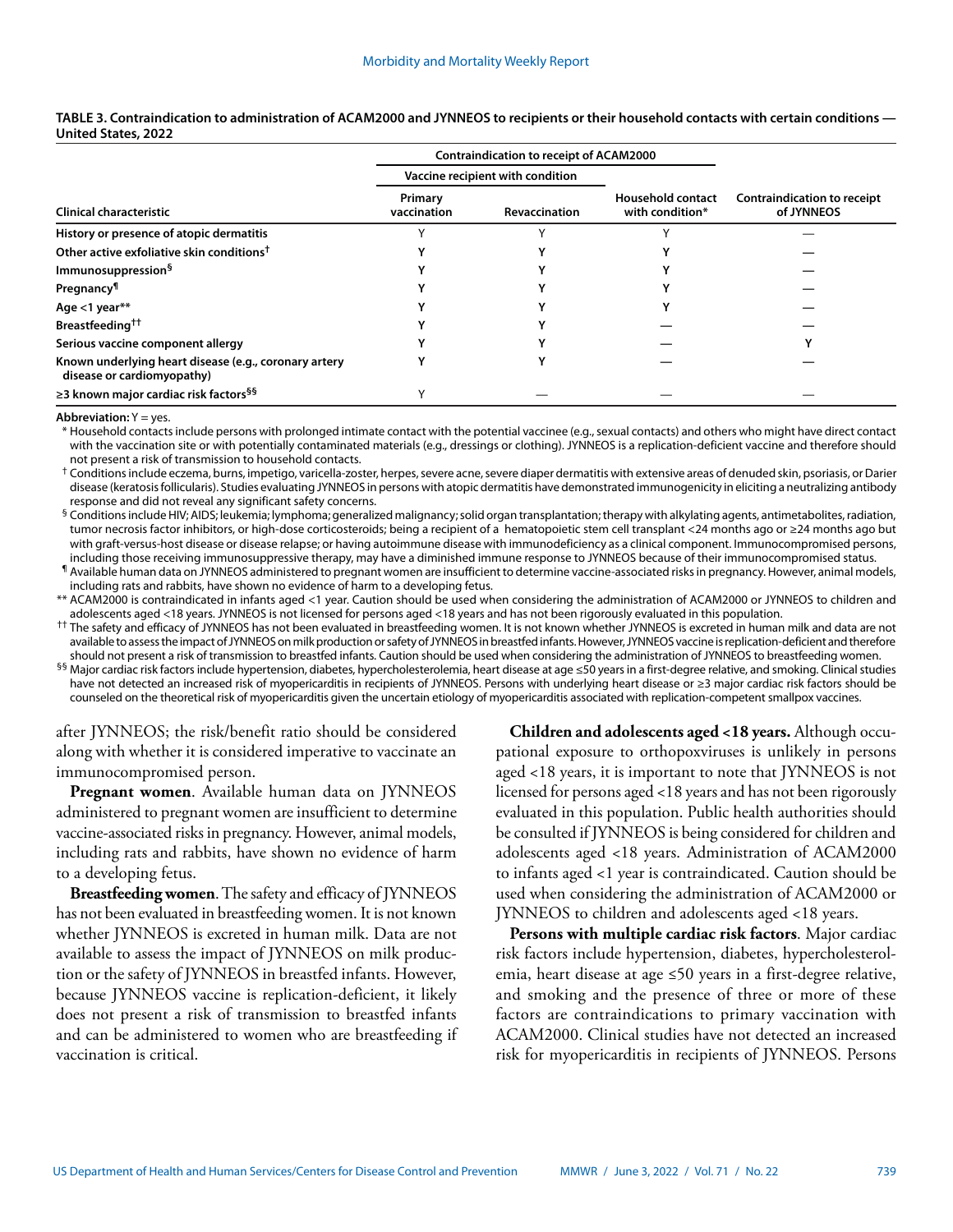**TABLE 3. Contraindication to administration of ACAM2000 and JYNNEOS to recipients or their household contacts with certain conditions — United States, 2022**

| Clinical characteristic | Contraindication to receipt of ACAM2000 | | | Contraindication to receipt of JYNNEOS |
|---|---|---|---|---|
| | Vaccine recipient with condition | | | |
| | Primary vaccination | Revaccination | Household contact with condition* | |
| History or presence of atopic dermatitis | Y | Y | Y | — |
| Other active exfoliative skin conditions[†] | Y | Y | Y | — |
| Immunosuppression[§] | Y | Y | Y | — |
| Pregnancy[¶] | Y | Y | Y | — |
| Age <1 year** | Y | Y | Y | — |
| Breastfeeding[††] | Y | Y | — | — |
| Serious vaccine component allergy | Y | Y | — | Y |
| Known underlying heart disease (e.g., coronary artery disease or cardiomyopathy) | Y | Y | — | — |
| ≥3 known major cardiac risk factors[§§] | Y | — | — | — |

**Abbreviation:** Y = yes.

\* Household contacts include persons with prolonged intimate contact with the potential vaccinee (e.g., sexual contacts) and others who might have direct contact with the vaccination site or with potentially contaminated materials (e.g., dressings or clothing). JYNNEOS is a replication-deficient vaccine and therefore should not present a risk of transmission to household contacts.

[†] Conditions include eczema, burns, impetigo, varicella-zoster, herpes, severe acne, severe diaper dermatitis with extensive areas of denuded skin, psoriasis, or Darier disease (keratosis follicularis). Studies evaluating JYNNEOS in persons with atopic dermatitis have demonstrated immunogenicity in eliciting a neutralizing antibody response and did not reveal any significant safety concerns.

[§] Conditions include HIV; AIDS; leukemia; lymphoma; generalized malignancy; solid organ transplantation; therapy with alkylating agents, antimetabolites, radiation, tumor necrosis factor inhibitors, or high-dose corticosteroids; being a recipient of a hematopoietic stem cell transplant <24 months ago or ≥24 months ago but with graft-versus-host disease or disease relapse; or having autoimmune disease with immunodeficiency as a clinical component. Immunocompromised persons, including those receiving immunosuppressive therapy, may have a diminished immune response to JYNNEOS because of their immunocompromised status.

[¶] Available human data on JYNNEOS administered to pregnant women are insufficient to determine vaccine-associated risks in pregnancy. However, animal models, including rats and rabbits, have shown no evidence of harm to a developing fetus.

** ACAM2000 is contraindicated in infants aged <1 year. Caution should be used when considering the administration of ACAM2000 or JYNNEOS to children and adolescents aged <18 years. JYNNEOS is not licensed for persons aged <18 years and has not been rigorously evaluated in this population.

[††] The safety and efficacy of JYNNEOS has not been evaluated in breastfeeding women. It is not known whether JYNNEOS is excreted in human milk and data are not available to assess the impact of JYNNEOS on milk production or safety of JYNNEOS in breastfed infants. However, JYNNEOS vaccine is replication-deficient and therefore should not present a risk of transmission to breastfed infants. Caution should be used when considering the administration of JYNNEOS to breastfeeding women.

[§§] Major cardiac risk factors include hypertension, diabetes, hypercholesterolemia, heart disease at age ≤50 years in a first-degree relative, and smoking. Clinical studies have not detected an increased risk of myopericarditis in recipients of JYNNEOS. Persons with underlying heart disease or ≥3 major cardiac risk factors should be counseled on the theoretical risk of myopericarditis given the uncertain etiology of myopericarditis associated with replication-competent smallpox vaccines.

after JYNNEOS; the risk/benefit ratio should be considered along with whether it is considered imperative to vaccinate an immunocompromised person.

**Pregnant women**. Available human data on JYNNEOS administered to pregnant women are insufficient to determine vaccine-associated risks in pregnancy. However, animal models, including rats and rabbits, have shown no evidence of harm to a developing fetus.

**Breastfeeding women**. The safety and efficacy of JYNNEOS has not been evaluated in breastfeeding women. It is not known whether JYNNEOS is excreted in human milk. Data are not available to assess the impact of JYNNEOS on milk production or the safety of JYNNEOS in breastfed infants. However, because JYNNEOS vaccine is replication-deficient, it likely does not present a risk of transmission to breastfed infants and can be administered to women who are breastfeeding if vaccination is critical.

**Children and adolescents aged <18 years.** Although occupational exposure to orthopoxviruses is unlikely in persons aged <18 years, it is important to note that JYNNEOS is not licensed for persons aged <18 years and has not been rigorously evaluated in this population. Public health authorities should be consulted if JYNNEOS is being considered for children and adolescents aged <18 years. Administration of ACAM2000 to infants aged <1 year is contraindicated. Caution should be used when considering the administration of ACAM2000 or JYNNEOS to children and adolescents aged <18 years.

**Persons with multiple cardiac risk factors**. Major cardiac risk factors include hypertension, diabetes, hypercholesterolemia, heart disease at age ≤50 years in a first-degree relative, and smoking and the presence of three or more of these factors are contraindications to primary vaccination with ACAM2000. Clinical studies have not detected an increased risk for myopericarditis in recipients of JYNNEOS. Persons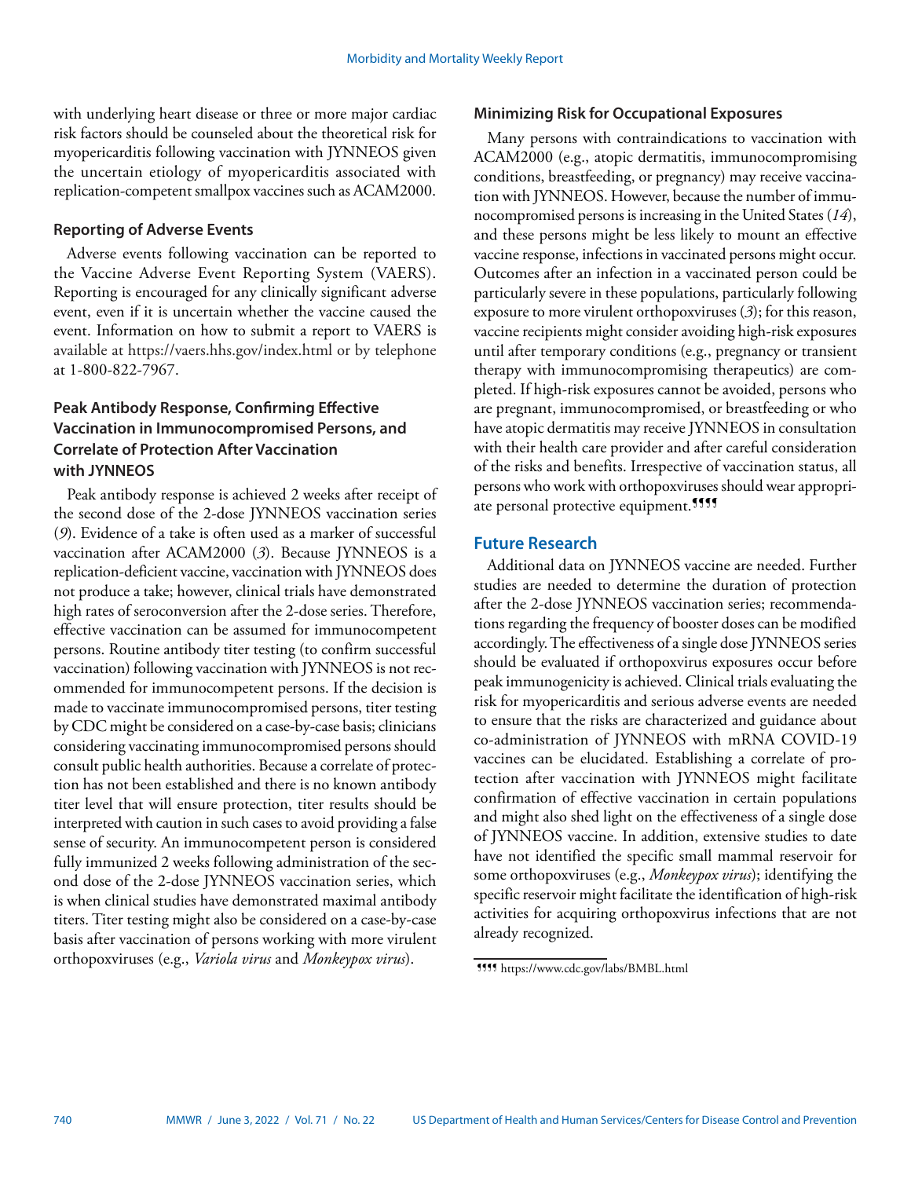with underlying heart disease or three or more major cardiac risk factors should be counseled about the theoretical risk for myopericarditis following vaccination with JYNNEOS given the uncertain etiology of myopericarditis associated with replication-competent smallpox vaccines such as ACAM2000.

### Reporting of Adverse Events

Adverse events following vaccination can be reported to the Vaccine Adverse Event Reporting System (VAERS). Reporting is encouraged for any clinically significant adverse event, even if it is uncertain whether the vaccine caused the event. Information on how to submit a report to VAERS is available at https://vaers.hhs.gov/index.html or by telephone at 1-800-822-7967.

### Peak Antibody Response, Confirming Effective Vaccination in Immunocompromised Persons, and Correlate of Protection After Vaccination with JYNNEOS

Peak antibody response is achieved 2 weeks after receipt of the second dose of the 2-dose JYNNEOS vaccination series (*9*). Evidence of a take is often used as a marker of successful vaccination after ACAM2000 (*3*). Because JYNNEOS is a replication-deficient vaccine, vaccination with JYNNEOS does not produce a take; however, clinical trials have demonstrated high rates of seroconversion after the 2-dose series. Therefore, effective vaccination can be assumed for immunocompetent persons. Routine antibody titer testing (to confirm successful vaccination) following vaccination with JYNNEOS is not recommended for immunocompetent persons. If the decision is made to vaccinate immunocompromised persons, titer testing by CDC might be considered on a case-by-case basis; clinicians considering vaccinating immunocompromised persons should consult public health authorities. Because a correlate of protection has not been established and there is no known antibody titer level that will ensure protection, titer results should be interpreted with caution in such cases to avoid providing a false sense of security. An immunocompetent person is considered fully immunized 2 weeks following administration of the second dose of the 2-dose JYNNEOS vaccination series, which is when clinical studies have demonstrated maximal antibody titers. Titer testing might also be considered on a case-by-case basis after vaccination of persons working with more virulent orthopoxviruses (e.g., *Variola virus* and *Monkeypox virus*).

### Minimizing Risk for Occupational Exposures

Many persons with contraindications to vaccination with ACAM2000 (e.g., atopic dermatitis, immunocompromising conditions, breastfeeding, or pregnancy) may receive vaccination with JYNNEOS. However, because the number of immunocompromised persons is increasing in the United States (*14*), and these persons might be less likely to mount an effective vaccine response, infections in vaccinated persons might occur. Outcomes after an infection in a vaccinated person could be particularly severe in these populations, particularly following exposure to more virulent orthopoxviruses (*3*); for this reason, vaccine recipients might consider avoiding high-risk exposures until after temporary conditions (e.g., pregnancy or transient therapy with immunocompromising therapeutics) are completed. If high-risk exposures cannot be avoided, persons who are pregnant, immunocompromised, or breastfeeding or who have atopic dermatitis may receive JYNNEOS in consultation with their health care provider and after careful consideration of the risks and benefits. Irrespective of vaccination status, all persons who work with orthopoxviruses should wear appropriate personal protective equipment.¶¶¶¶

## Future Research

Additional data on JYNNEOS vaccine are needed. Further studies are needed to determine the duration of protection after the 2-dose JYNNEOS vaccination series; recommendations regarding the frequency of booster doses can be modified accordingly. The effectiveness of a single dose JYNNEOS series should be evaluated if orthopoxvirus exposures occur before peak immunogenicity is achieved. Clinical trials evaluating the risk for myopericarditis and serious adverse events are needed to ensure that the risks are characterized and guidance about co-administration of JYNNEOS with mRNA COVID-19 vaccines can be elucidated. Establishing a correlate of protection after vaccination with JYNNEOS might facilitate confirmation of effective vaccination in certain populations and might also shed light on the effectiveness of a single dose of JYNNEOS vaccine. In addition, extensive studies to date have not identified the specific small mammal reservoir for some orthopoxviruses (e.g., *Monkeypox virus*); identifying the specific reservoir might facilitate the identification of high-risk activities for acquiring orthopoxvirus infections that are not already recognized.

¶¶¶¶ https://www.cdc.gov/labs/BMBL.html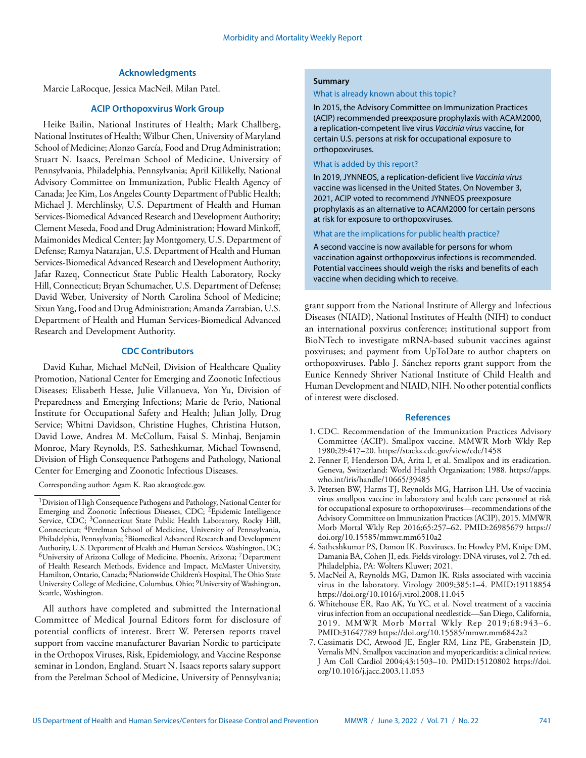## Acknowledgments

Marcie LaRocque, Jessica MacNeil, Milan Patel.

## ACIP Orthopoxvirus Work Group

Heike Bailin, National Institutes of Health; Mark Challberg, National Institutes of Health; Wilbur Chen, University of Maryland School of Medicine; Alonzo García, Food and Drug Administration; Stuart N. Isaacs, Perelman School of Medicine, University of Pennsylvania, Philadelphia, Pennsylvania; April Killikelly, National Advisory Committee on Immunization, Public Health Agency of Canada; Jee Kim, Los Angeles County Department of Public Health; Michael J. Merchlinsky, U.S. Department of Health and Human Services-Biomedical Advanced Research and Development Authority; Clement Meseda, Food and Drug Administration; Howard Minkoff, Maimonides Medical Center; Jay Montgomery, U.S. Department of Defense; Ramya Natarajan, U.S. Department of Health and Human Services-Biomedical Advanced Research and Development Authority; Jafar Razeq, Connecticut State Public Health Laboratory, Rocky Hill, Connecticut; Bryan Schumacher, U.S. Department of Defense; David Weber, University of North Carolina School of Medicine; Sixun Yang, Food and Drug Administration; Amanda Zarrabian, U.S. Department of Health and Human Services-Biomedical Advanced Research and Development Authority.

## CDC Contributors

David Kuhar, Michael McNeil, Division of Healthcare Quality Promotion, National Center for Emerging and Zoonotic Infectious Diseases; Elisabeth Hesse, Julie Villanueva, Yon Yu, Division of Preparedness and Emerging Infections; Marie de Perio, National Institute for Occupational Safety and Health; Julian Jolly, Drug Service; Whitni Davidson, Christine Hughes, Christina Hutson, David Lowe, Andrea M. McCollum, Faisal S. Minhaj, Benjamin Monroe, Mary Reynolds, P.S. Satheshkumar, Michael Townsend, Division of High Consequence Pathogens and Pathology, National Center for Emerging and Zoonotic Infectious Diseases.

Corresponding author: Agam K. Rao akrao@cdc.gov.

[1]Division of High Consequence Pathogens and Pathology, National Center for Emerging and Zoonotic Infectious Diseases, CDC; [2]Epidemic Intelligence Service, CDC; [3]Connecticut State Public Health Laboratory, Rocky Hill, Connecticut; [4]Perelman School of Medicine, University of Pennsylvania, Philadelphia, Pennsylvania; [5]Biomedical Advanced Research and Development Authority, U.S. Department of Health and Human Services, Washington, DC; [6]University of Arizona College of Medicine, Phoenix, Arizona; [7]Department of Health Research Methods, Evidence and Impact, McMaster University, Hamilton, Ontario, Canada; [8]Nationwide Children's Hospital, The Ohio State University College of Medicine, Columbus, Ohio; [9]University of Washington, Seattle, Washington.

All authors have completed and submitted the International Committee of Medical Journal Editors form for disclosure of potential conflicts of interest. Brett W. Petersen reports travel support from vaccine manufacturer Bavarian Nordic to participate in the Orthopox Viruses, Risk, Epidemiology, and Vaccine Response seminar in London, England. Stuart N. Isaacs reports salary support from the Perelman School of Medicine, University of Pennsylvania; grant support from the National Institute of Allergy and Infectious Diseases (NIAID), National Institutes of Health (NIH) to conduct an international poxvirus conference; institutional support from BioNTech to investigate mRNA-based subunit vaccines against poxviruses; and payment from UpToDate to author chapters on orthopoxviruses. Pablo J. Sánchez reports grant support from the Eunice Kennedy Shriver National Institute of Child Health and Human Development and NIAID, NIH. No other potential conflicts of interest were disclosed.

**Summary**

What is already known about this topic?

In 2015, the Advisory Committee on Immunization Practices (ACIP) recommended preexposure prophylaxis with ACAM2000, a replication-competent live virus *Vaccinia virus* vaccine, for certain U.S. persons at risk for occupational exposure to orthopoxviruses.

What is added by this report?

In 2019, JYNNEOS, a replication-deficient live *Vaccinia virus* vaccine was licensed in the United States. On November 3, 2021, ACIP voted to recommend JYNNEOS preexposure prophylaxis as an alternative to ACAM2000 for certain persons at risk for exposure to orthopoxviruses.

What are the implications for public health practice?

A second vaccine is now available for persons for whom vaccination against orthopoxvirus infections is recommended. Potential vaccinees should weigh the risks and benefits of each vaccine when deciding which to receive.

## References

1. CDC. Recommendation of the Immunization Practices Advisory Committee (ACIP). Smallpox vaccine. MMWR Morb Wkly Rep 1980;29:417–20. https://stacks.cdc.gov/view/cdc/1458
2. Fenner F, Henderson DA, Arita I, et al. Smallpox and its eradication. Geneva, Switzerland: World Health Organization; 1988. https://apps.who.int/iris/handle/10665/39485
3. Petersen BW, Harms TJ, Reynolds MG, Harrison LH. Use of vaccinia virus smallpox vaccine in laboratory and health care personnel at risk for occupational exposure to orthopoxviruses—recommendations of the Advisory Committee on Immunization Practices (ACIP), 2015. MMWR Morb Mortal Wkly Rep 2016;65:257–62. PMID:26985679 https://doi.org/10.15585/mmwr.mm6510a2
4. Satheshkumar PS, Damon IK. Poxviruses. In: Howley PM, Knipe DM, Damania BA, Cohen JI, eds. Fields virology: DNA viruses, vol 2. 7th ed. Philadelphia, PA: Wolters Kluwer; 2021.
5. MacNeil A, Reynolds MG, Damon IK. Risks associated with vaccinia virus in the laboratory. Virology 2009;385:1–4. PMID:19118854 https://doi.org/10.1016/j.virol.2008.11.045
6. Whitehouse ER, Rao AK, Yu YC, et al. Novel treatment of a vaccinia virus infection from an occupational needlestick—San Diego, California, 2019. MMWR Morb Mortal Wkly Rep 2019;68:943–6. PMID:31647789 https://doi.org/10.15585/mmwr.mm6842a2
7. Cassimatis DC, Atwood JE, Engler RM, Linz PE, Grabenstein JD, Vernalis MN. Smallpox vaccination and myopericarditis: a clinical review. J Am Coll Cardiol 2004;43:1503–10. PMID:15120802 https://doi.org/10.1016/j.jacc.2003.11.053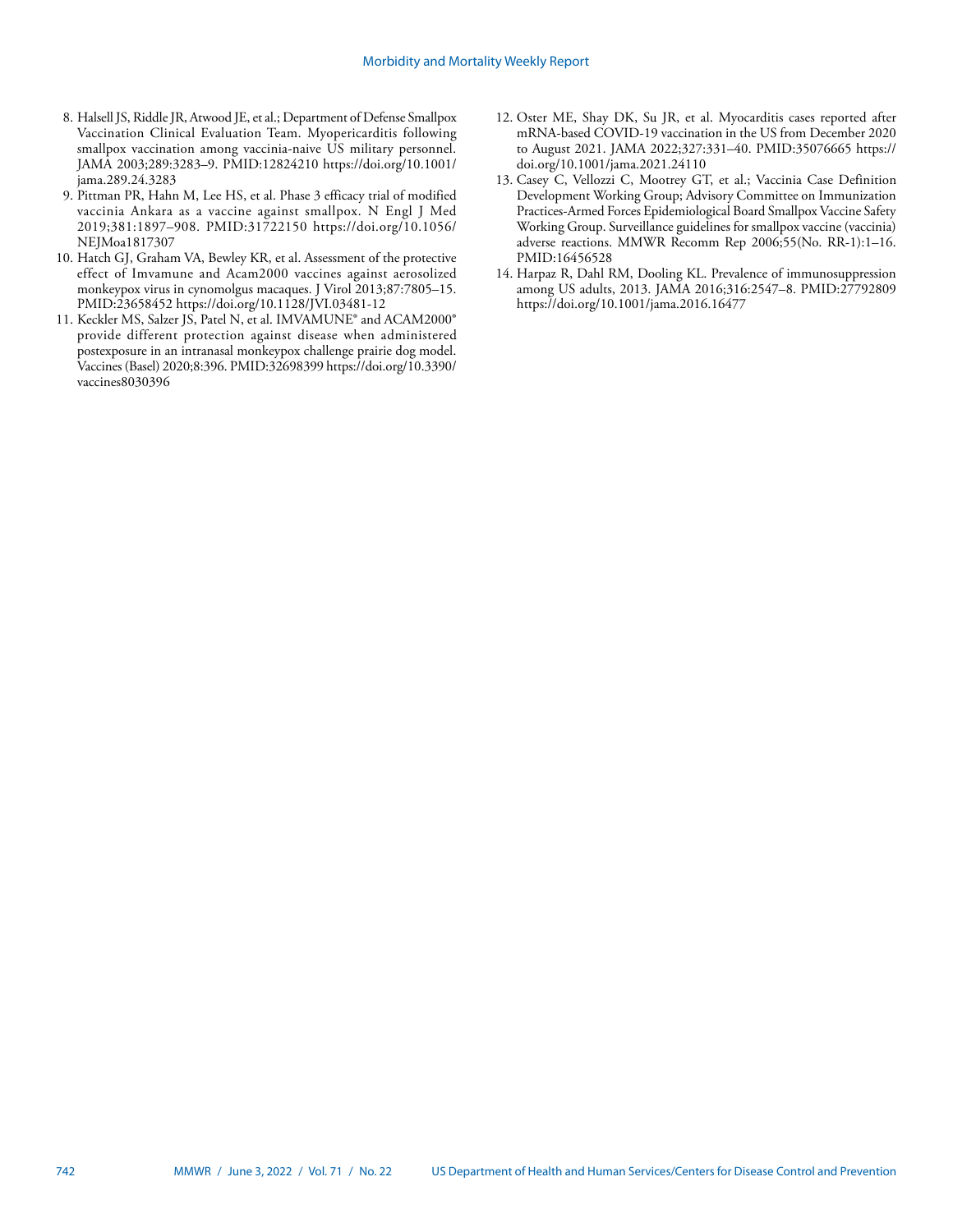8. Halsell JS, Riddle JR, Atwood JE, et al.; Department of Defense Smallpox Vaccination Clinical Evaluation Team. Myopericarditis following smallpox vaccination among vaccinia-naive US military personnel. JAMA 2003;289:3283–9. PMID:12824210 https://doi.org/10.1001/jama.289.24.3283
9. Pittman PR, Hahn M, Lee HS, et al. Phase 3 efficacy trial of modified vaccinia Ankara as a vaccine against smallpox. N Engl J Med 2019;381:1897–908. PMID:31722150 https://doi.org/10.1056/NEJMoa1817307
10. Hatch GJ, Graham VA, Bewley KR, et al. Assessment of the protective effect of Imvamune and Acam2000 vaccines against aerosolized monkeypox virus in cynomolgus macaques. J Virol 2013;87:7805–15. PMID:23658452 https://doi.org/10.1128/JVI.03481-12
11. Keckler MS, Salzer JS, Patel N, et al. IMVAMUNE® and ACAM2000® provide different protection against disease when administered postexposure in an intranasal monkeypox challenge prairie dog model. Vaccines (Basel) 2020;8:396. PMID:32698399 https://doi.org/10.3390/vaccines8030396
12. Oster ME, Shay DK, Su JR, et al. Myocarditis cases reported after mRNA-based COVID-19 vaccination in the US from December 2020 to August 2021. JAMA 2022;327:331–40. PMID:35076665 https://doi.org/10.1001/jama.2021.24110
13. Casey C, Vellozzi C, Mootrey GT, et al.; Vaccinia Case Definition Development Working Group; Advisory Committee on Immunization Practices-Armed Forces Epidemiological Board Smallpox Vaccine Safety Working Group. Surveillance guidelines for smallpox vaccine (vaccinia) adverse reactions. MMWR Recomm Rep 2006;55(No. RR-1):1–16. PMID:16456528
14. Harpaz R, Dahl RM, Dooling KL. Prevalence of immunosuppression among US adults, 2013. JAMA 2016;316:2547–8. PMID:27792809 https://doi.org/10.1001/jama.2016.16477